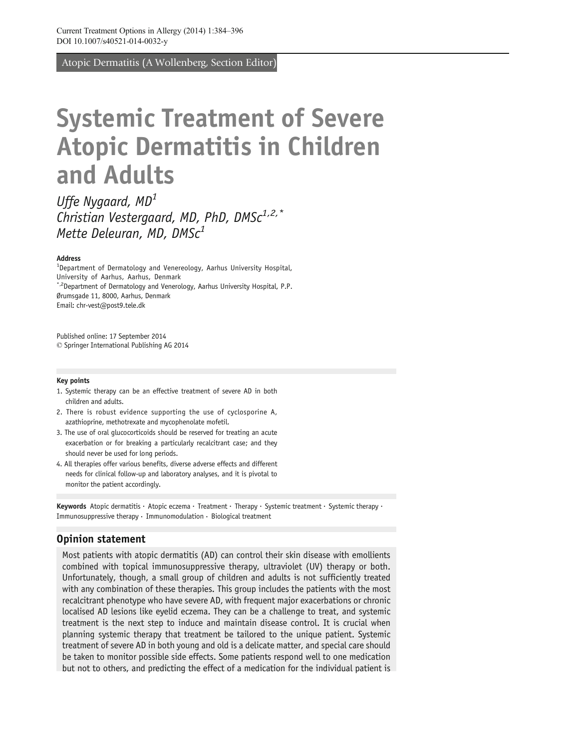Atopic Dermatitis (A Wollenberg, Section Editor)

# Systemic Treatment of Severe Atopic Dermatitis in Children and Adults

*Uffe Nygaard, MD*[1]
*Christian Vestergaard, MD, PhD, DMSc*[1,2,*]
*Mette Deleuran, MD, DMSc*[1]

**Address**

[1]Department of Dermatology and Venereology, Aarhus University Hospital, University of Aarhus, Aarhus, Denmark
[*,2]Department of Dermatology and Venerology, Aarhus University Hospital, P.P. Ørumsgade 11, 8000, Aarhus, Denmark
Email: chr-vest@post9.tele.dk

Published online: 17 September 2014
© Springer International Publishing AG 2014

**Key points**

1. Systemic therapy can be an effective treatment of severe AD in both children and adults.
2. There is robust evidence supporting the use of cyclosporine A, azathioprine, methotrexate and mycophenolate mofetil.
3. The use of oral glucocorticoids should be reserved for treating an acute exacerbation or for breaking a particularly recalcitrant case; and they should never be used for long periods.
4. All therapies offer various benefits, diverse adverse effects and different needs for clinical follow-up and laboratory analyses, and it is pivotal to monitor the patient accordingly.

**Keywords** Atopic dermatitis · Atopic eczema · Treatment · Therapy · Systemic treatment · Systemic therapy · Immunosuppressive therapy · Immunomodulation · Biological treatment

## Opinion statement

Most patients with atopic dermatitis (AD) can control their skin disease with emollients combined with topical immunosuppressive therapy, ultraviolet (UV) therapy or both. Unfortunately, though, a small group of children and adults is not sufficiently treated with any combination of these therapies. This group includes the patients with the most recalcitrant phenotype who have severe AD, with frequent major exacerbations or chronic localised AD lesions like eyelid eczema. They can be a challenge to treat, and systemic treatment is the next step to induce and maintain disease control. It is crucial when planning systemic therapy that treatment be tailored to the unique patient. Systemic treatment of severe AD in both young and old is a delicate matter, and special care should be taken to monitor possible side effects. Some patients respond well to one medication but not to others, and predicting the effect of a medication for the individual patient is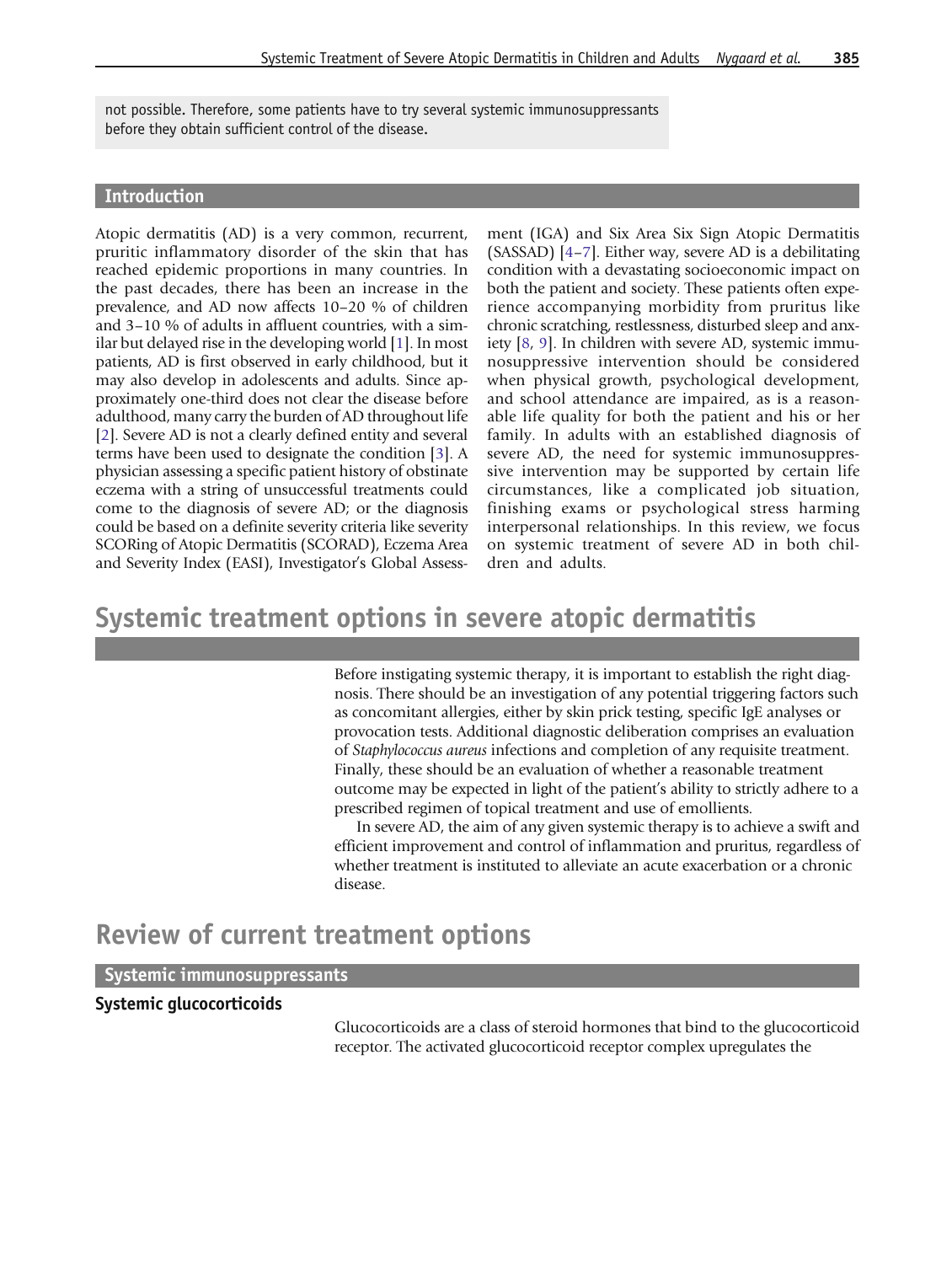not possible. Therefore, some patients have to try several systemic immunosuppressants before they obtain sufficient control of the disease.

## Introduction

Atopic dermatitis (AD) is a very common, recurrent, pruritic inflammatory disorder of the skin that has reached epidemic proportions in many countries. In the past decades, there has been an increase in the prevalence, and AD now affects 10–20 % of children and 3–10 % of adults in affluent countries, with a similar but delayed rise in the developing world [1]. In most patients, AD is first observed in early childhood, but it may also develop in adolescents and adults. Since approximately one-third does not clear the disease before adulthood, many carry the burden of AD throughout life [2]. Severe AD is not a clearly defined entity and several terms have been used to designate the condition [3]. A physician assessing a specific patient history of obstinate eczema with a string of unsuccessful treatments could come to the diagnosis of severe AD; or the diagnosis could be based on a definite severity criteria like severity SCORing of Atopic Dermatitis (SCORAD), Eczema Area and Severity Index (EASI), Investigator's Global Assessment (IGA) and Six Area Six Sign Atopic Dermatitis (SASSAD) [4–7]. Either way, severe AD is a debilitating condition with a devastating socioeconomic impact on both the patient and society. These patients often experience accompanying morbidity from pruritus like chronic scratching, restlessness, disturbed sleep and anxiety [8, 9]. In children with severe AD, systemic immunosuppressive intervention should be considered when physical growth, psychological development, and school attendance are impaired, as is a reasonable life quality for both the patient and his or her family. In adults with an established diagnosis of severe AD, the need for systemic immunosuppressive intervention may be supported by certain life circumstances, like a complicated job situation, finishing exams or psychological stress harming interpersonal relationships. In this review, we focus on systemic treatment of severe AD in both children and adults.

# Systemic treatment options in severe atopic dermatitis

Before instigating systemic therapy, it is important to establish the right diagnosis. There should be an investigation of any potential triggering factors such as concomitant allergies, either by skin prick testing, specific IgE analyses or provocation tests. Additional diagnostic deliberation comprises an evaluation of *Staphylococcus aureus* infections and completion of any requisite treatment. Finally, these should be an evaluation of whether a reasonable treatment outcome may be expected in light of the patient's ability to strictly adhere to a prescribed regimen of topical treatment and use of emollients.

In severe AD, the aim of any given systemic therapy is to achieve a swift and efficient improvement and control of inflammation and pruritus, regardless of whether treatment is instituted to alleviate an acute exacerbation or a chronic disease.

# Review of current treatment options

## Systemic immunosuppressants

### Systemic glucocorticoids

Glucocorticoids are a class of steroid hormones that bind to the glucocorticoid receptor. The activated glucocorticoid receptor complex upregulates the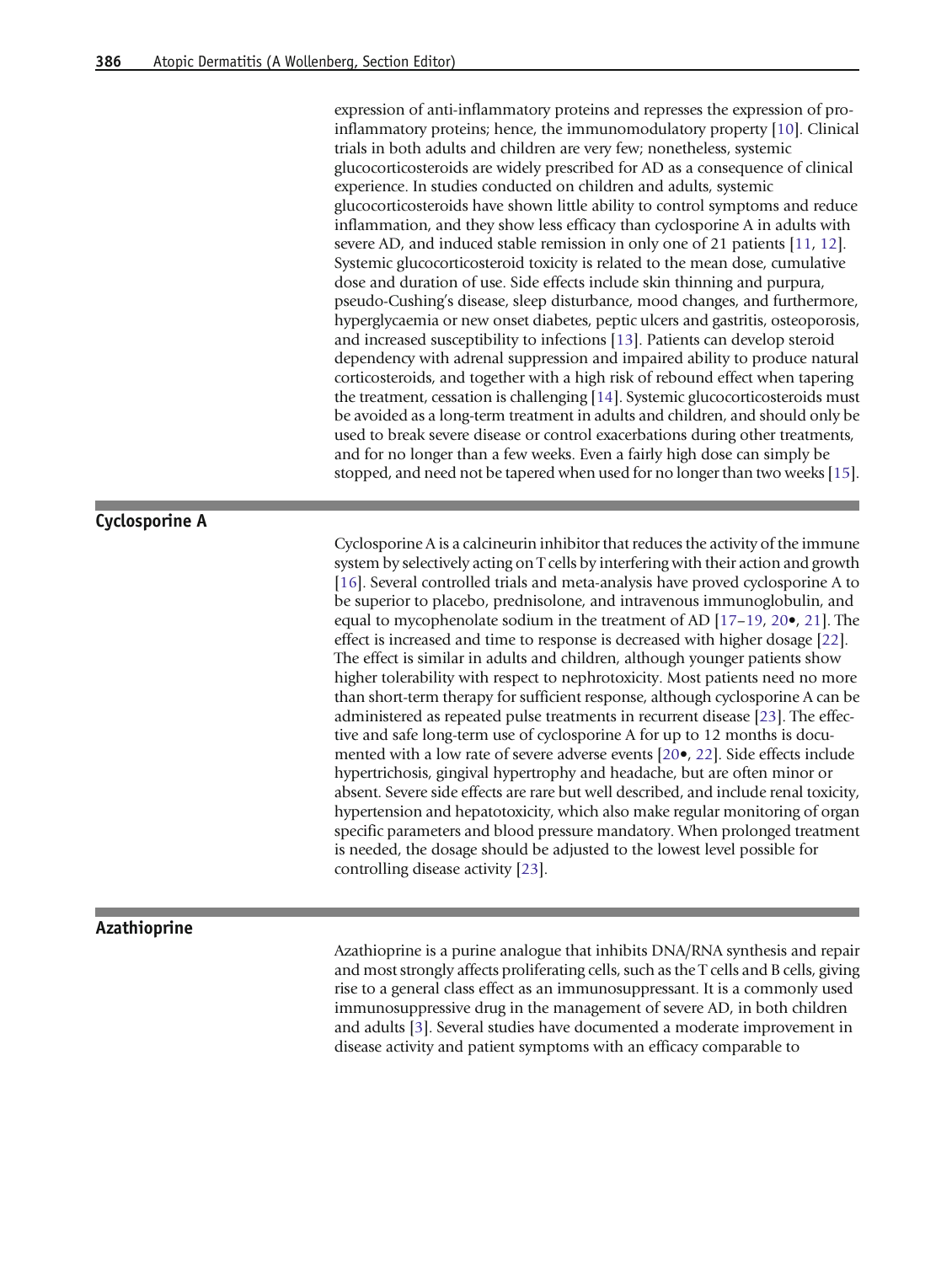expression of anti-inflammatory proteins and represses the expression of pro-inflammatory proteins; hence, the immunomodulatory property [10]. Clinical trials in both adults and children are very few; nonetheless, systemic glucocorticosteroids are widely prescribed for AD as a consequence of clinical experience. In studies conducted on children and adults, systemic glucocorticosteroids have shown little ability to control symptoms and reduce inflammation, and they show less efficacy than cyclosporine A in adults with severe AD, and induced stable remission in only one of 21 patients [11, 12]. Systemic glucocorticosteroid toxicity is related to the mean dose, cumulative dose and duration of use. Side effects include skin thinning and purpura, pseudo-Cushing's disease, sleep disturbance, mood changes, and furthermore, hyperglycaemia or new onset diabetes, peptic ulcers and gastritis, osteoporosis, and increased susceptibility to infections [13]. Patients can develop steroid dependency with adrenal suppression and impaired ability to produce natural corticosteroids, and together with a high risk of rebound effect when tapering the treatment, cessation is challenging [14]. Systemic glucocorticosteroids must be avoided as a long-term treatment in adults and children, and should only be used to break severe disease or control exacerbations during other treatments, and for no longer than a few weeks. Even a fairly high dose can simply be stopped, and need not be tapered when used for no longer than two weeks [15].

## Cyclosporine A

Cyclosporine A is a calcineurin inhibitor that reduces the activity of the immune system by selectively acting on T cells by interfering with their action and growth [16]. Several controlled trials and meta-analysis have proved cyclosporine A to be superior to placebo, prednisolone, and intravenous immunoglobulin, and equal to mycophenolate sodium in the treatment of AD [17–19, 20•, 21]. The effect is increased and time to response is decreased with higher dosage [22]. The effect is similar in adults and children, although younger patients show higher tolerability with respect to nephrotoxicity. Most patients need no more than short-term therapy for sufficient response, although cyclosporine A can be administered as repeated pulse treatments in recurrent disease [23]. The effective and safe long-term use of cyclosporine A for up to 12 months is documented with a low rate of severe adverse events [20•, 22]. Side effects include hypertrichosis, gingival hypertrophy and headache, but are often minor or absent. Severe side effects are rare but well described, and include renal toxicity, hypertension and hepatotoxicity, which also make regular monitoring of organ specific parameters and blood pressure mandatory. When prolonged treatment is needed, the dosage should be adjusted to the lowest level possible for controlling disease activity [23].

## Azathioprine

Azathioprine is a purine analogue that inhibits DNA/RNA synthesis and repair and most strongly affects proliferating cells, such as the T cells and B cells, giving rise to a general class effect as an immunosuppressant. It is a commonly used immunosuppressive drug in the management of severe AD, in both children and adults [3]. Several studies have documented a moderate improvement in disease activity and patient symptoms with an efficacy comparable to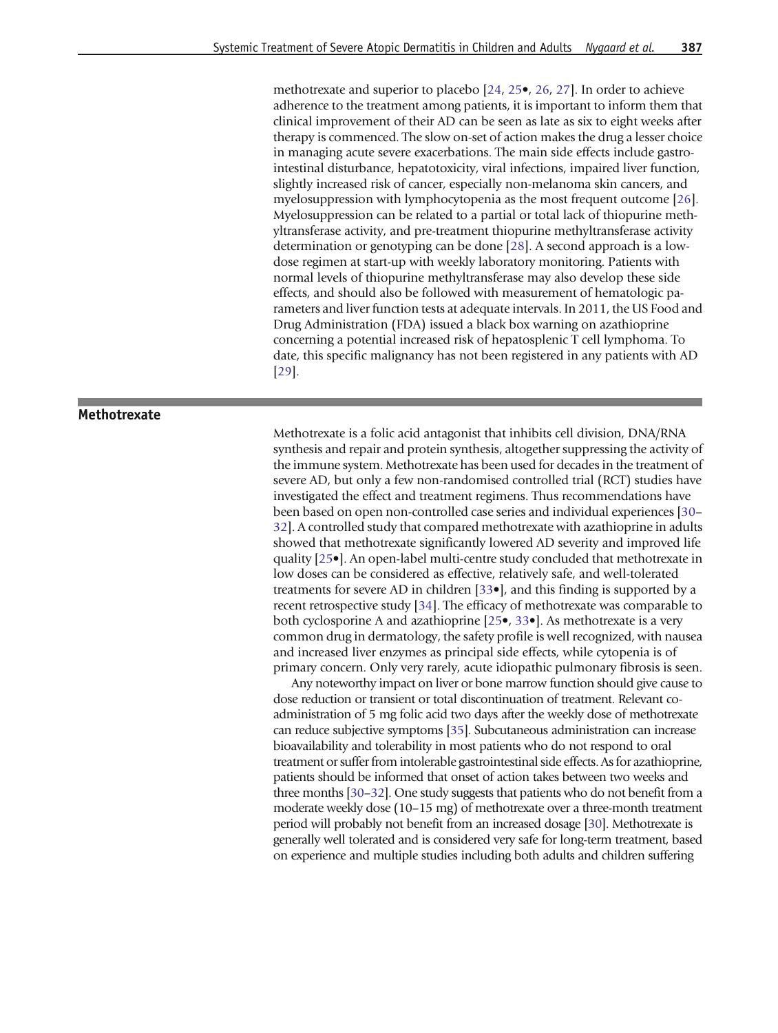methotrexate and superior to placebo [24, 25•, 26, 27]. In order to achieve adherence to the treatment among patients, it is important to inform them that clinical improvement of their AD can be seen as late as six to eight weeks after therapy is commenced. The slow on-set of action makes the drug a lesser choice in managing acute severe exacerbations. The main side effects include gastrointestinal disturbance, hepatotoxicity, viral infections, impaired liver function, slightly increased risk of cancer, especially non-melanoma skin cancers, and myelosuppression with lymphocytopenia as the most frequent outcome [26]. Myelosuppression can be related to a partial or total lack of thiopurine methyltransferase activity, and pre-treatment thiopurine methyltransferase activity determination or genotyping can be done [28]. A second approach is a low-dose regimen at start-up with weekly laboratory monitoring. Patients with normal levels of thiopurine methyltransferase may also develop these side effects, and should also be followed with measurement of hematologic parameters and liver function tests at adequate intervals. In 2011, the US Food and Drug Administration (FDA) issued a black box warning on azathioprine concerning a potential increased risk of hepatosplenic T cell lymphoma. To date, this specific malignancy has not been registered in any patients with AD [29].

## Methotrexate

Methotrexate is a folic acid antagonist that inhibits cell division, DNA/RNA synthesis and repair and protein synthesis, altogether suppressing the activity of the immune system. Methotrexate has been used for decades in the treatment of severe AD, but only a few non-randomised controlled trial (RCT) studies have investigated the effect and treatment regimens. Thus recommendations have been based on open non-controlled case series and individual experiences [30–32]. A controlled study that compared methotrexate with azathioprine in adults showed that methotrexate significantly lowered AD severity and improved life quality [25•]. An open-label multi-centre study concluded that methotrexate in low doses can be considered as effective, relatively safe, and well-tolerated treatments for severe AD in children [33•], and this finding is supported by a recent retrospective study [34]. The efficacy of methotrexate was comparable to both cyclosporine A and azathioprine [25•, 33•]. As methotrexate is a very common drug in dermatology, the safety profile is well recognized, with nausea and increased liver enzymes as principal side effects, while cytopenia is of primary concern. Only very rarely, acute idiopathic pulmonary fibrosis is seen.

Any noteworthy impact on liver or bone marrow function should give cause to dose reduction or transient or total discontinuation of treatment. Relevant co-administration of 5 mg folic acid two days after the weekly dose of methotrexate can reduce subjective symptoms [35]. Subcutaneous administration can increase bioavailability and tolerability in most patients who do not respond to oral treatment or suffer from intolerable gastrointestinal side effects. As for azathioprine, patients should be informed that onset of action takes between two weeks and three months [30–32]. One study suggests that patients who do not benefit from a moderate weekly dose (10–15 mg) of methotrexate over a three-month treatment period will probably not benefit from an increased dosage [30]. Methotrexate is generally well tolerated and is considered very safe for long-term treatment, based on experience and multiple studies including both adults and children suffering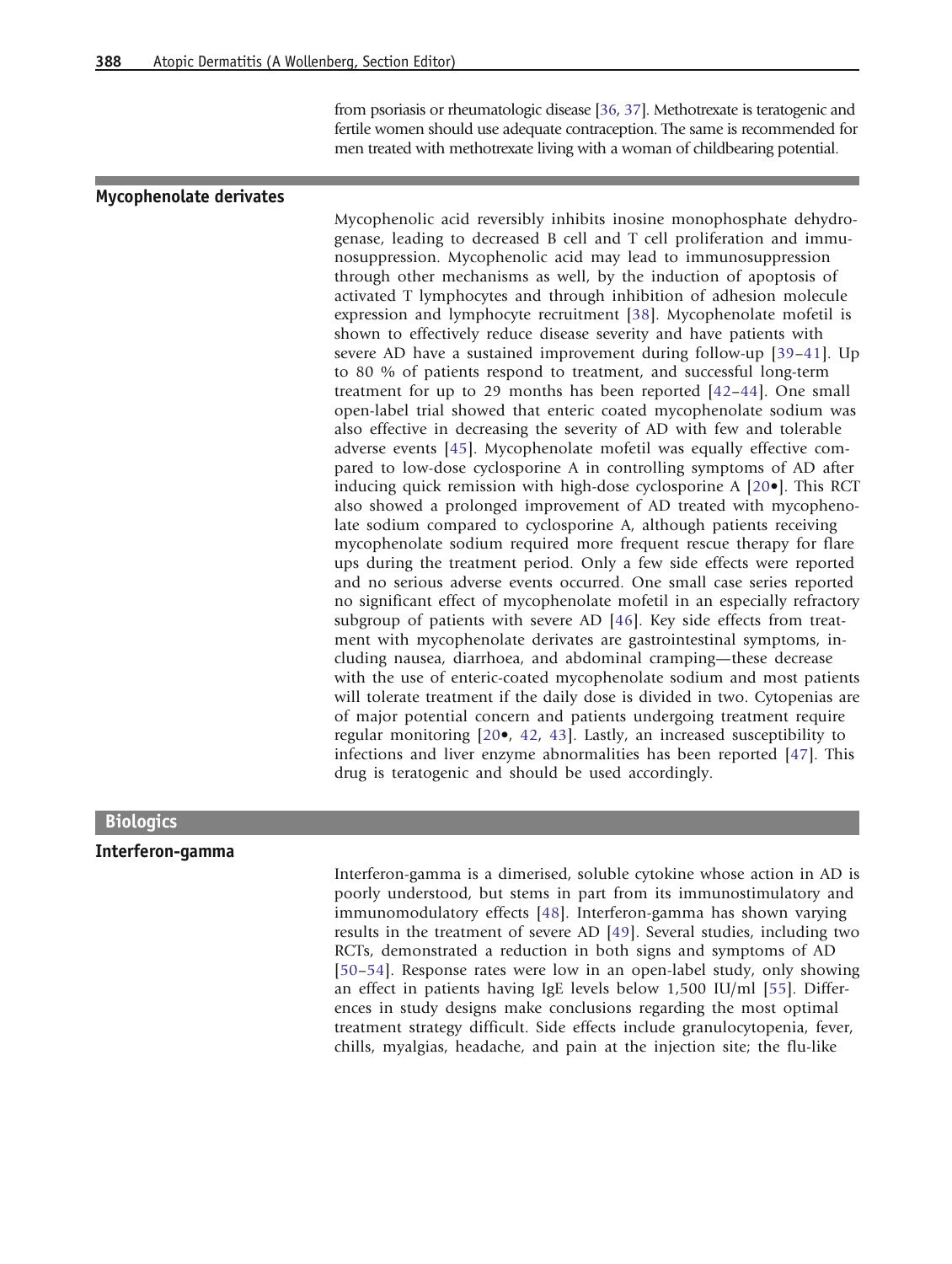from psoriasis or rheumatologic disease [36, 37]. Methotrexate is teratogenic and fertile women should use adequate contraception. The same is recommended for men treated with methotrexate living with a woman of childbearing potential.

### Mycophenolate derivates

Mycophenolic acid reversibly inhibits inosine monophosphate dehydrogenase, leading to decreased B cell and T cell proliferation and immunosuppression. Mycophenolic acid may lead to immunosuppression through other mechanisms as well, by the induction of apoptosis of activated T lymphocytes and through inhibition of adhesion molecule expression and lymphocyte recruitment [38]. Mycophenolate mofetil is shown to effectively reduce disease severity and have patients with severe AD have a sustained improvement during follow-up [39–41]. Up to 80 % of patients respond to treatment, and successful long-term treatment for up to 29 months has been reported [42–44]. One small open-label trial showed that enteric coated mycophenolate sodium was also effective in decreasing the severity of AD with few and tolerable adverse events [45]. Mycophenolate mofetil was equally effective compared to low-dose cyclosporine A in controlling symptoms of AD after inducing quick remission with high-dose cyclosporine A [20•]. This RCT also showed a prolonged improvement of AD treated with mycophenolate sodium compared to cyclosporine A, although patients receiving mycophenolate sodium required more frequent rescue therapy for flare ups during the treatment period. Only a few side effects were reported and no serious adverse events occurred. One small case series reported no significant effect of mycophenolate mofetil in an especially refractory subgroup of patients with severe AD [46]. Key side effects from treatment with mycophenolate derivates are gastrointestinal symptoms, including nausea, diarrhoea, and abdominal cramping—these decrease with the use of enteric-coated mycophenolate sodium and most patients will tolerate treatment if the daily dose is divided in two. Cytopenias are of major potential concern and patients undergoing treatment require regular monitoring [20•, 42, 43]. Lastly, an increased susceptibility to infections and liver enzyme abnormalities has been reported [47]. This drug is teratogenic and should be used accordingly.

## Biologics

### Interferon-gamma

Interferon-gamma is a dimerised, soluble cytokine whose action in AD is poorly understood, but stems in part from its immunostimulatory and immunomodulatory effects [48]. Interferon-gamma has shown varying results in the treatment of severe AD [49]. Several studies, including two RCTs, demonstrated a reduction in both signs and symptoms of AD [50–54]. Response rates were low in an open-label study, only showing an effect in patients having IgE levels below 1,500 IU/ml [55]. Differences in study designs make conclusions regarding the most optimal treatment strategy difficult. Side effects include granulocytopenia, fever, chills, myalgias, headache, and pain at the injection site; the flu-like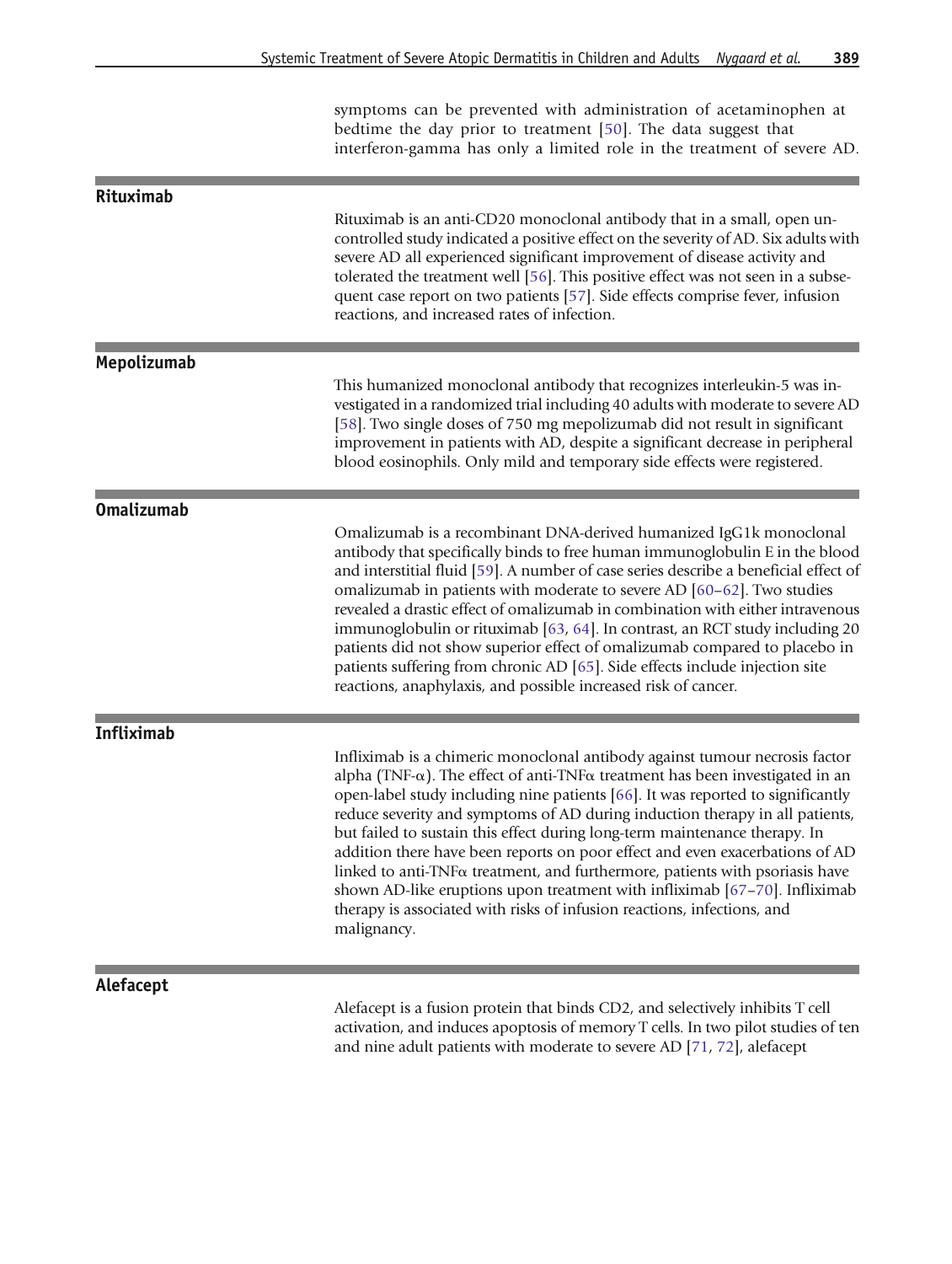symptoms can be prevented with administration of acetaminophen at bedtime the day prior to treatment [50]. The data suggest that interferon-gamma has only a limited role in the treatment of severe AD.

## Rituximab

Rituximab is an anti-CD20 monoclonal antibody that in a small, open uncontrolled study indicated a positive effect on the severity of AD. Six adults with severe AD all experienced significant improvement of disease activity and tolerated the treatment well [56]. This positive effect was not seen in a subsequent case report on two patients [57]. Side effects comprise fever, infusion reactions, and increased rates of infection.

## Mepolizumab

This humanized monoclonal antibody that recognizes interleukin-5 was investigated in a randomized trial including 40 adults with moderate to severe AD [58]. Two single doses of 750 mg mepolizumab did not result in significant improvement in patients with AD, despite a significant decrease in peripheral blood eosinophils. Only mild and temporary side effects were registered.

## Omalizumab

Omalizumab is a recombinant DNA-derived humanized IgG1k monoclonal antibody that specifically binds to free human immunoglobulin E in the blood and interstitial fluid [59]. A number of case series describe a beneficial effect of omalizumab in patients with moderate to severe AD [60–62]. Two studies revealed a drastic effect of omalizumab in combination with either intravenous immunoglobulin or rituximab [63, 64]. In contrast, an RCT study including 20 patients did not show superior effect of omalizumab compared to placebo in patients suffering from chronic AD [65]. Side effects include injection site reactions, anaphylaxis, and possible increased risk of cancer.

## Infliximab

Infliximab is a chimeric monoclonal antibody against tumour necrosis factor alpha (TNF-α). The effect of anti-TNFα treatment has been investigated in an open-label study including nine patients [66]. It was reported to significantly reduce severity and symptoms of AD during induction therapy in all patients, but failed to sustain this effect during long-term maintenance therapy. In addition there have been reports on poor effect and even exacerbations of AD linked to anti-TNFα treatment, and furthermore, patients with psoriasis have shown AD-like eruptions upon treatment with infliximab [67–70]. Infliximab therapy is associated with risks of infusion reactions, infections, and malignancy.

## Alefacept

Alefacept is a fusion protein that binds CD2, and selectively inhibits T cell activation, and induces apoptosis of memory T cells. In two pilot studies of ten and nine adult patients with moderate to severe AD [71, 72], alefacept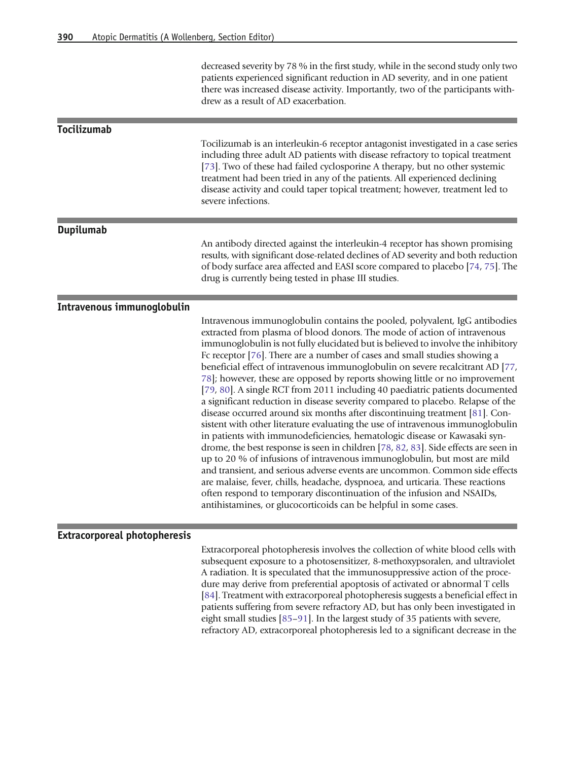decreased severity by 78 % in the first study, while in the second study only two patients experienced significant reduction in AD severity, and in one patient there was increased disease activity. Importantly, two of the participants withdrew as a result of AD exacerbation.

## Tocilizumab

Tocilizumab is an interleukin-6 receptor antagonist investigated in a case series including three adult AD patients with disease refractory to topical treatment [73]. Two of these had failed cyclosporine A therapy, but no other systemic treatment had been tried in any of the patients. All experienced declining disease activity and could taper topical treatment; however, treatment led to severe infections.

## Dupilumab

An antibody directed against the interleukin-4 receptor has shown promising results, with significant dose-related declines of AD severity and both reduction of body surface area affected and EASI score compared to placebo [74, 75]. The drug is currently being tested in phase III studies.

## Intravenous immunoglobulin

Intravenous immunoglobulin contains the pooled, polyvalent, IgG antibodies extracted from plasma of blood donors. The mode of action of intravenous immunoglobulin is not fully elucidated but is believed to involve the inhibitory Fc receptor [76]. There are a number of cases and small studies showing a beneficial effect of intravenous immunoglobulin on severe recalcitrant AD [77, 78]; however, these are opposed by reports showing little or no improvement [79, 80]. A single RCT from 2011 including 40 paediatric patients documented a significant reduction in disease severity compared to placebo. Relapse of the disease occurred around six months after discontinuing treatment [81]. Consistent with other literature evaluating the use of intravenous immunoglobulin in patients with immunodeficiencies, hematologic disease or Kawasaki syndrome, the best response is seen in children [78, 82, 83]. Side effects are seen in up to 20 % of infusions of intravenous immunoglobulin, but most are mild and transient, and serious adverse events are uncommon. Common side effects are malaise, fever, chills, headache, dyspnoea, and urticaria. These reactions often respond to temporary discontinuation of the infusion and NSAIDs, antihistamines, or glucocorticoids can be helpful in some cases.

## Extracorporeal photopheresis

Extracorporeal photopheresis involves the collection of white blood cells with subsequent exposure to a photosensitizer, 8-methoxypsoralen, and ultraviolet A radiation. It is speculated that the immunosuppressive action of the procedure may derive from preferential apoptosis of activated or abnormal T cells [84]. Treatment with extracorporeal photopheresis suggests a beneficial effect in patients suffering from severe refractory AD, but has only been investigated in eight small studies [85–91]. In the largest study of 35 patients with severe, refractory AD, extracorporeal photopheresis led to a significant decrease in the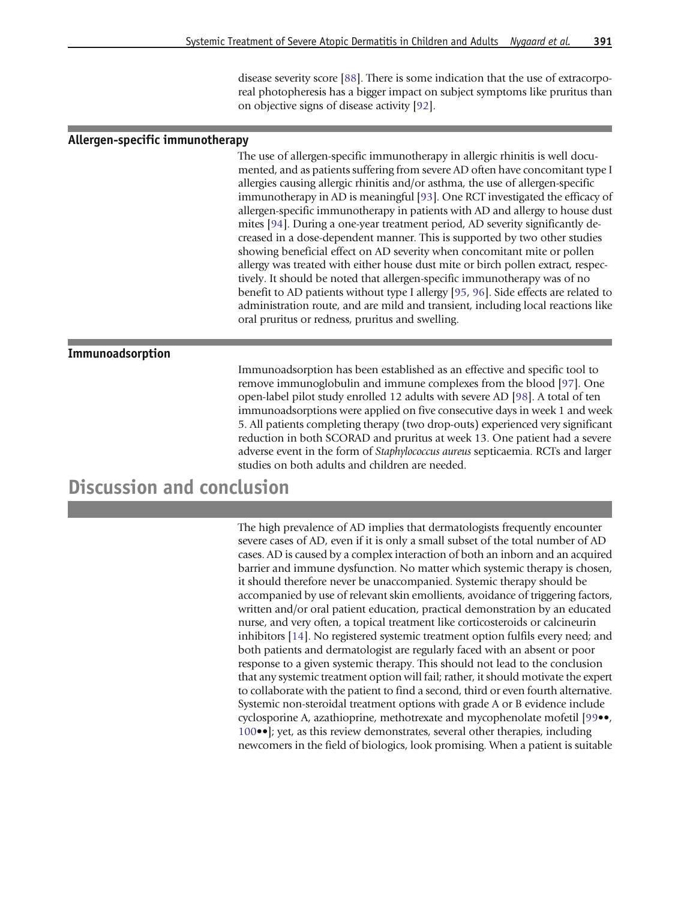disease severity score [88]. There is some indication that the use of extracorporeal photopheresis has a bigger impact on subject symptoms like pruritus than on objective signs of disease activity [92].

### Allergen-specific immunotherapy

The use of allergen-specific immunotherapy in allergic rhinitis is well documented, and as patients suffering from severe AD often have concomitant type I allergies causing allergic rhinitis and/or asthma, the use of allergen-specific immunotherapy in AD is meaningful [93]. One RCT investigated the efficacy of allergen-specific immunotherapy in patients with AD and allergy to house dust mites [94]. During a one-year treatment period, AD severity significantly decreased in a dose-dependent manner. This is supported by two other studies showing beneficial effect on AD severity when concomitant mite or pollen allergy was treated with either house dust mite or birch pollen extract, respectively. It should be noted that allergen-specific immunotherapy was of no benefit to AD patients without type I allergy [95, 96]. Side effects are related to administration route, and are mild and transient, including local reactions like oral pruritus or redness, pruritus and swelling.

### Immunoadsorption

Immunoadsorption has been established as an effective and specific tool to remove immunoglobulin and immune complexes from the blood [97]. One open-label pilot study enrolled 12 adults with severe AD [98]. A total of ten immunoadsorptions were applied on five consecutive days in week 1 and week 5. All patients completing therapy (two drop-outs) experienced very significant reduction in both SCORAD and pruritus at week 13. One patient had a severe adverse event in the form of *Staphylococcus aureus* septicaemia. RCTs and larger studies on both adults and children are needed.

## Discussion and conclusion

The high prevalence of AD implies that dermatologists frequently encounter severe cases of AD, even if it is only a small subset of the total number of AD cases. AD is caused by a complex interaction of both an inborn and an acquired barrier and immune dysfunction. No matter which systemic therapy is chosen, it should therefore never be unaccompanied. Systemic therapy should be accompanied by use of relevant skin emollients, avoidance of triggering factors, written and/or oral patient education, practical demonstration by an educated nurse, and very often, a topical treatment like corticosteroids or calcineurin inhibitors [14]. No registered systemic treatment option fulfils every need; and both patients and dermatologist are regularly faced with an absent or poor response to a given systemic therapy. This should not lead to the conclusion that any systemic treatment option will fail; rather, it should motivate the expert to collaborate with the patient to find a second, third or even fourth alternative. Systemic non-steroidal treatment options with grade A or B evidence include cyclosporine A, azathioprine, methotrexate and mycophenolate mofetil [99••, 100••]; yet, as this review demonstrates, several other therapies, including newcomers in the field of biologics, look promising. When a patient is suitable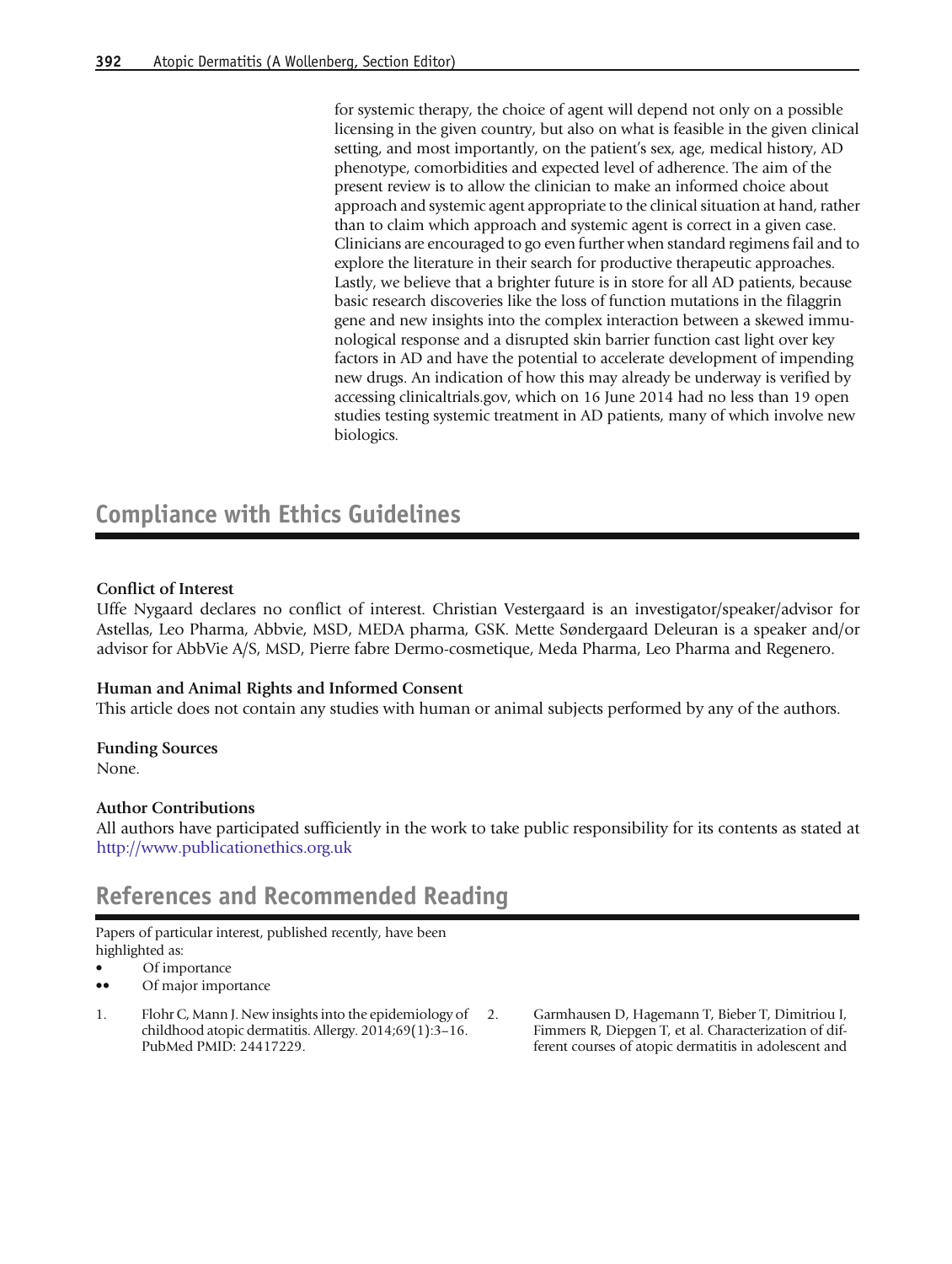for systemic therapy, the choice of agent will depend not only on a possible licensing in the given country, but also on what is feasible in the given clinical setting, and most importantly, on the patient's sex, age, medical history, AD phenotype, comorbidities and expected level of adherence. The aim of the present review is to allow the clinician to make an informed choice about approach and systemic agent appropriate to the clinical situation at hand, rather than to claim which approach and systemic agent is correct in a given case. Clinicians are encouraged to go even further when standard regimens fail and to explore the literature in their search for productive therapeutic approaches. Lastly, we believe that a brighter future is in store for all AD patients, because basic research discoveries like the loss of function mutations in the filaggrin gene and new insights into the complex interaction between a skewed immunological response and a disrupted skin barrier function cast light over key factors in AD and have the potential to accelerate development of impending new drugs. An indication of how this may already be underway is verified by accessing clinicaltrials.gov, which on 16 June 2014 had no less than 19 open studies testing systemic treatment in AD patients, many of which involve new biologics.

## Compliance with Ethics Guidelines

**Conflict of Interest**

Uffe Nygaard declares no conflict of interest. Christian Vestergaard is an investigator/speaker/advisor for Astellas, Leo Pharma, Abbvie, MSD, MEDA pharma, GSK. Mette Søndergaard Deleuran is a speaker and/or advisor for AbbVie A/S, MSD, Pierre fabre Dermo-cosmetique, Meda Pharma, Leo Pharma and Regenero.

**Human and Animal Rights and Informed Consent**

This article does not contain any studies with human or animal subjects performed by any of the authors.

**Funding Sources**

None.

**Author Contributions**

All authors have participated sufficiently in the work to take public responsibility for its contents as stated at http://www.publicationethics.org.uk

## References and Recommended Reading

Papers of particular interest, published recently, have been highlighted as:

- • Of importance
- •• Of major importance

1. Flohr C, Mann J. New insights into the epidemiology of childhood atopic dermatitis. Allergy. 2014;69(1):3–16. PubMed PMID: 24417229.
2. Garmhausen D, Hagemann T, Bieber T, Dimitriou I, Fimmers R, Diepgen T, et al. Characterization of different courses of atopic dermatitis in adolescent and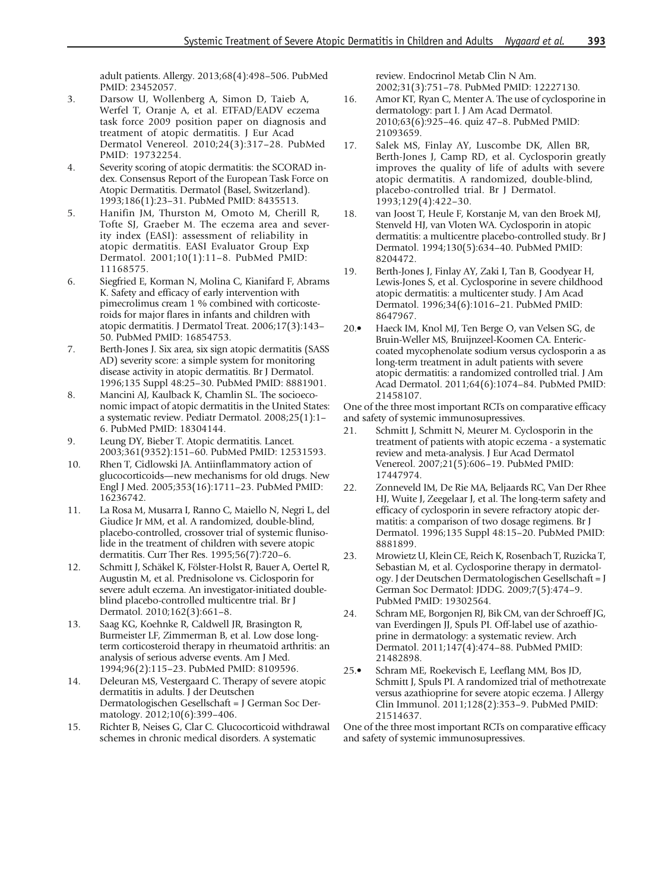adult patients. Allergy. 2013;68(4):498–506. PubMed PMID: 23452057.

3. Darsow U, Wollenberg A, Simon D, Taieb A, Werfel T, Oranje A, et al. ETFAD/EADV eczema task force 2009 position paper on diagnosis and treatment of atopic dermatitis. J Eur Acad Dermatol Venereol. 2010;24(3):317–28. PubMed PMID: 19732254.
4. Severity scoring of atopic dermatitis: the SCORAD index. Consensus Report of the European Task Force on Atopic Dermatitis. Dermatol (Basel, Switzerland). 1993;186(1):23–31. PubMed PMID: 8435513.
5. Hanifin JM, Thurston M, Omoto M, Cherill R, Tofte SJ, Graeber M. The eczema area and severity index (EASI): assessment of reliability in atopic dermatitis. EASI Evaluator Group Exp Dermatol. 2001;10(1):11–8. PubMed PMID: 11168575.
6. Siegfried E, Korman N, Molina C, Kianifard F, Abrams K. Safety and efficacy of early intervention with pimecrolimus cream 1 % combined with corticosteroids for major flares in infants and children with atopic dermatitis. J Dermatol Treat. 2006;17(3):143–50. PubMed PMID: 16854753.
7. Berth-Jones J. Six area, six sign atopic dermatitis (SASS AD) severity score: a simple system for monitoring disease activity in atopic dermatitis. Br J Dermatol. 1996;135 Suppl 48:25–30. PubMed PMID: 8881901.
8. Mancini AJ, Kaulback K, Chamlin SL. The socioeconomic impact of atopic dermatitis in the United States: a systematic review. Pediatr Dermatol. 2008;25(1):1–6. PubMed PMID: 18304144.
9. Leung DY, Bieber T. Atopic dermatitis. Lancet. 2003;361(9352):151–60. PubMed PMID: 12531593.
10. Rhen T, Cidlowski JA. Antiinflammatory action of glucocorticoids—new mechanisms for old drugs. New Engl J Med. 2005;353(16):1711–23. PubMed PMID: 16236742.
11. La Rosa M, Musarra I, Ranno C, Maiello N, Negri L, del Giudice Jr MM, et al. A randomized, double-blind, placebo-controlled, crossover trial of systemic flunisolide in the treatment of children with severe atopic dermatitis. Curr Ther Res. 1995;56(7):720–6.
12. Schmitt J, Schäkel K, Fölster-Holst R, Bauer A, Oertel R, Augustin M, et al. Prednisolone vs. Ciclosporin for severe adult eczema. An investigator-initiated double-blind placebo-controlled multicentre trial. Br J Dermatol. 2010;162(3):661–8.
13. Saag KG, Koehnke R, Caldwell JR, Brasington R, Burmeister LF, Zimmerman B, et al. Low dose long-term corticosteroid therapy in rheumatoid arthritis: an analysis of serious adverse events. Am J Med. 1994;96(2):115–23. PubMed PMID: 8109596.
14. Deleuran MS, Vestergaard C. Therapy of severe atopic dermatitis in adults. J der Deutschen Dermatologischen Gesellschaft = J German Soc Dermatology. 2012;10(6):399–406.
15. Richter B, Neises G, Clar C. Glucocorticoid withdrawal schemes in chronic medical disorders. A systematic review. Endocrinol Metab Clin N Am. 2002;31(3):751–78. PubMed PMID: 12227130.
16. Amor KT, Ryan C, Menter A. The use of cyclosporine in dermatology: part I. J Am Acad Dermatol. 2010;63(6):925–46. quiz 47–8. PubMed PMID: 21093659.
17. Salek MS, Finlay AY, Luscombe DK, Allen BR, Berth-Jones J, Camp RD, et al. Cyclosporin greatly improves the quality of life of adults with severe atopic dermatitis. A randomized, double-blind, placebo-controlled trial. Br J Dermatol. 1993;129(4):422–30.
18. van Joost T, Heule F, Korstanje M, van den Broek MJ, Stenveld HJ, van Vloten WA. Cyclosporin in atopic dermatitis: a multicentre placebo-controlled study. Br J Dermatol. 1994;130(5):634–40. PubMed PMID: 8204472.
19. Berth-Jones J, Finlay AY, Zaki I, Tan B, Goodyear H, Lewis-Jones S, et al. Cyclosporine in severe childhood atopic dermatitis: a multicenter study. J Am Acad Dermatol. 1996;34(6):1016–21. PubMed PMID: 8647967.
20. • Haeck IM, Knol MJ, Ten Berge O, van Velsen SG, de Bruin-Weller MS, Bruijnzeel-Koomen CA. Enteric-coated mycophenolate sodium versus cyclosporin a as long-term treatment in adult patients with severe atopic dermatitis: a randomized controlled trial. J Am Acad Dermatol. 2011;64(6):1074–84. PubMed PMID: 21458107.

One of the three most important RCTs on comparative efficacy and safety of systemic immunosupressives.

21. Schmitt J, Schmitt N, Meurer M. Cyclosporin in the treatment of patients with atopic eczema - a systematic review and meta-analysis. J Eur Acad Dermatol Venereol. 2007;21(5):606–19. PubMed PMID: 17447974.
22. Zonneveld IM, De Rie MA, Beljaards RC, Van Der Rhee HJ, Wuite J, Zeegelaar J, et al. The long-term safety and efficacy of cyclosporin in severe refractory atopic dermatitis: a comparison of two dosage regimens. Br J Dermatol. 1996;135 Suppl 48:15–20. PubMed PMID: 8881899.
23. Mrowietz U, Klein CE, Reich K, Rosenbach T, Ruzicka T, Sebastian M, et al. Cyclosporine therapy in dermatology. J der Deutschen Dermatologischen Gesellschaft = J German Soc Dermatol: JDDG. 2009;7(5):474–9. PubMed PMID: 19302564.
24. Schram ME, Borgonjen RJ, Bik CM, van der Schroeff JG, van Everdingen JJ, Spuls PI. Off-label use of azathioprine in dermatology: a systematic review. Arch Dermatol. 2011;147(4):474–88. PubMed PMID: 21482898.
25. • Schram ME, Roekevisch E, Leeflang MM, Bos JD, Schmitt J, Spuls PI. A randomized trial of methotrexate versus azathioprine for severe atopic eczema. J Allergy Clin Immunol. 2011;128(2):353–9. PubMed PMID: 21514637.

One of the three most important RCTs on comparative efficacy and safety of systemic immunosupressives.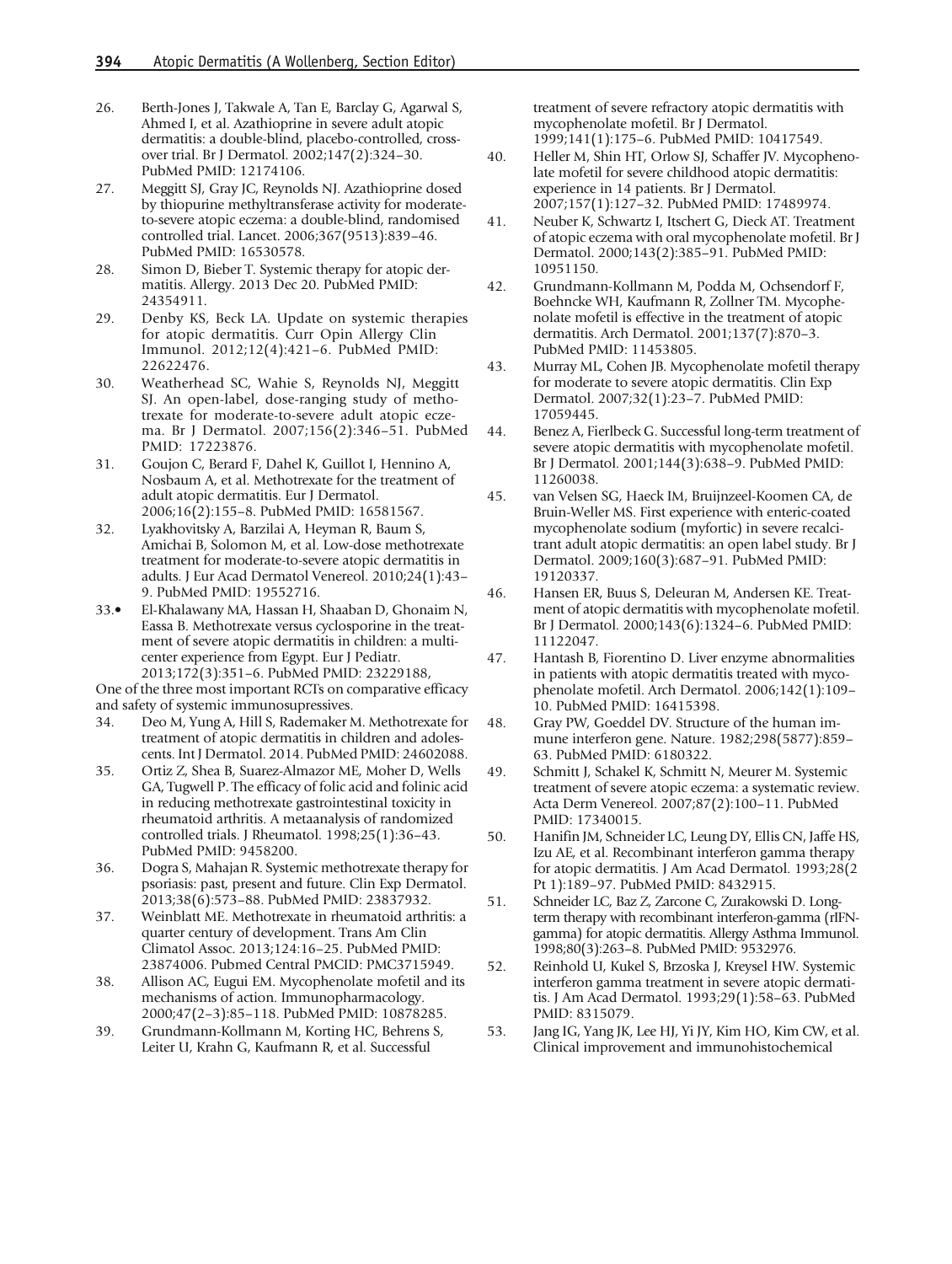26. Berth-Jones J, Takwale A, Tan E, Barclay G, Agarwal S, Ahmed I, et al. Azathioprine in severe adult atopic dermatitis: a double-blind, placebo-controlled, crossover trial. Br J Dermatol. 2002;147(2):324–30. PubMed PMID: 12174106.
27. Meggitt SJ, Gray JC, Reynolds NJ. Azathioprine dosed by thiopurine methyltransferase activity for moderate-to-severe atopic eczema: a double-blind, randomised controlled trial. Lancet. 2006;367(9513):839–46. PubMed PMID: 16530578.
28. Simon D, Bieber T. Systemic therapy for atopic dermatitis. Allergy. 2013 Dec 20. PubMed PMID: 24354911.
29. Denby KS, Beck LA. Update on systemic therapies for atopic dermatitis. Curr Opin Allergy Clin Immunol. 2012;12(4):421–6. PubMed PMID: 22622476.
30. Weatherhead SC, Wahie S, Reynolds NJ, Meggitt SJ. An open-label, dose-ranging study of methotrexate for moderate-to-severe adult atopic eczema. Br J Dermatol. 2007;156(2):346–51. PubMed PMID: 17223876.
31. Goujon C, Berard F, Dahel K, Guillot I, Hennino A, Nosbaum A, et al. Methotrexate for the treatment of adult atopic dermatitis. Eur J Dermatol. 2006;16(2):155–8. PubMed PMID: 16581567.
32. Lyakhovitsky A, Barzilai A, Heyman R, Baum S, Amichai B, Solomon M, et al. Low-dose methotrexate treatment for moderate-to-severe atopic dermatitis in adults. J Eur Acad Dermatol Venereol. 2010;24(1):43–9. PubMed PMID: 19552716.
33.• El-Khalawany MA, Hassan H, Shaaban D, Ghonaim N, Eassa B. Methotrexate versus cyclosporine in the treatment of severe atopic dermatitis in children: a multicenter experience from Egypt. Eur J Pediatr. 2013;172(3):351–6. PubMed PMID: 23229188,

One of the three most important RCTs on comparative efficacy and safety of systemic immunosupressives.

34. Deo M, Yung A, Hill S, Rademaker M. Methotrexate for treatment of atopic dermatitis in children and adolescents. Int J Dermatol. 2014. PubMed PMID: 24602088.
35. Ortiz Z, Shea B, Suarez-Almazor ME, Moher D, Wells GA, Tugwell P. The efficacy of folic acid and folinic acid in reducing methotrexate gastrointestinal toxicity in rheumatoid arthritis. A metaanalysis of randomized controlled trials. J Rheumatol. 1998;25(1):36–43. PubMed PMID: 9458200.
36. Dogra S, Mahajan R. Systemic methotrexate therapy for psoriasis: past, present and future. Clin Exp Dermatol. 2013;38(6):573–88. PubMed PMID: 23837932.
37. Weinblatt ME. Methotrexate in rheumatoid arthritis: a quarter century of development. Trans Am Clin Climatol Assoc. 2013;124:16–25. PubMed PMID: 23874006. Pubmed Central PMCID: PMC3715949.
38. Allison AC, Eugui EM. Mycophenolate mofetil and its mechanisms of action. Immunopharmacology. 2000;47(2–3):85–118. PubMed PMID: 10878285.
39. Grundmann-Kollmann M, Korting HC, Behrens S, Leiter U, Krahn G, Kaufmann R, et al. Successful treatment of severe refractory atopic dermatitis with mycophenolate mofetil. Br J Dermatol. 1999;141(1):175–6. PubMed PMID: 10417549.
40. Heller M, Shin HT, Orlow SJ, Schaffer JV. Mycophenolate mofetil for severe childhood atopic dermatitis: experience in 14 patients. Br J Dermatol. 2007;157(1):127–32. PubMed PMID: 17489974.
41. Neuber K, Schwartz I, Itschert G, Dieck AT. Treatment of atopic eczema with oral mycophenolate mofetil. Br J Dermatol. 2000;143(2):385–91. PubMed PMID: 10951150.
42. Grundmann-Kollmann M, Podda M, Ochsendorf F, Boehncke WH, Kaufmann R, Zollner TM. Mycophenolate mofetil is effective in the treatment of atopic dermatitis. Arch Dermatol. 2001;137(7):870–3. PubMed PMID: 11453805.
43. Murray ML, Cohen JB. Mycophenolate mofetil therapy for moderate to severe atopic dermatitis. Clin Exp Dermatol. 2007;32(1):23–7. PubMed PMID: 17059445.
44. Benez A, Fierlbeck G. Successful long-term treatment of severe atopic dermatitis with mycophenolate mofetil. Br J Dermatol. 2001;144(3):638–9. PubMed PMID: 11260038.
45. van Velsen SG, Haeck IM, Bruijnzeel-Koomen CA, de Bruin-Weller MS. First experience with enteric-coated mycophenolate sodium (myfortic) in severe recalcitrant adult atopic dermatitis: an open label study. Br J Dermatol. 2009;160(3):687–91. PubMed PMID: 19120337.
46. Hansen ER, Buus S, Deleuran M, Andersen KE. Treatment of atopic dermatitis with mycophenolate mofetil. Br J Dermatol. 2000;143(6):1324–6. PubMed PMID: 11122047.
47. Hantash B, Fiorentino D. Liver enzyme abnormalities in patients with atopic dermatitis treated with mycophenolate mofetil. Arch Dermatol. 2006;142(1):109–10. PubMed PMID: 16415398.
48. Gray PW, Goeddel DV. Structure of the human immune interferon gene. Nature. 1982;298(5877):859–63. PubMed PMID: 6180322.
49. Schmitt J, Schakel K, Schmitt N, Meurer M. Systemic treatment of severe atopic eczema: a systematic review. Acta Derm Venereol. 2007;87(2):100–11. PubMed PMID: 17340015.
50. Hanifin JM, Schneider LC, Leung DY, Ellis CN, Jaffe HS, Izu AE, et al. Recombinant interferon gamma therapy for atopic dermatitis. J Am Acad Dermatol. 1993;28(2 Pt 1):189–97. PubMed PMID: 8432915.
51. Schneider LC, Baz Z, Zarcone C, Zurakowski D. Long-term therapy with recombinant interferon-gamma (rIFN-gamma) for atopic dermatitis. Allergy Asthma Immunol. 1998;80(3):263–8. PubMed PMID: 9532976.
52. Reinhold U, Kukel S, Brzoska J, Kreysel HW. Systemic interferon gamma treatment in severe atopic dermatitis. J Am Acad Dermatol. 1993;29(1):58–63. PubMed PMID: 8315079.
53. Jang IG, Yang JK, Lee HJ, Yi JY, Kim HO, Kim CW, et al. Clinical improvement and immunohistochemical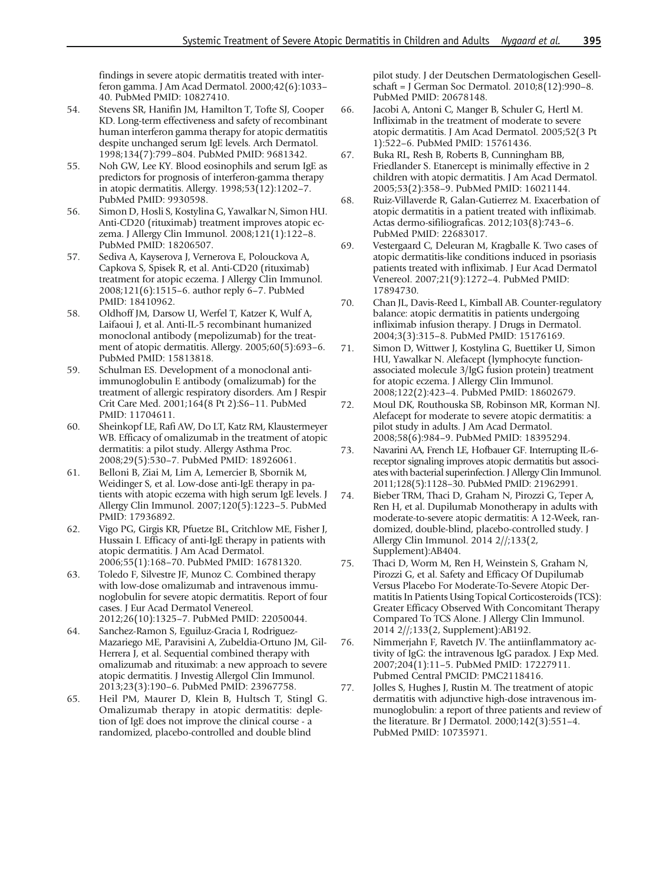findings in severe atopic dermatitis treated with interferon gamma. J Am Acad Dermatol. 2000;42(6):1033–40. PubMed PMID: 10827410.

54. Stevens SR, Hanifin JM, Hamilton T, Tofte SJ, Cooper KD. Long-term effectiveness and safety of recombinant human interferon gamma therapy for atopic dermatitis despite unchanged serum IgE levels. Arch Dermatol. 1998;134(7):799–804. PubMed PMID: 9681342.
55. Noh GW, Lee KY. Blood eosinophils and serum IgE as predictors for prognosis of interferon-gamma therapy in atopic dermatitis. Allergy. 1998;53(12):1202–7. PubMed PMID: 9930598.
56. Simon D, Hosli S, Kostylina G, Yawalkar N, Simon HU. Anti-CD20 (rituximab) treatment improves atopic eczema. J Allergy Clin Immunol. 2008;121(1):122–8. PubMed PMID: 18206507.
57. Sediva A, Kayserova J, Vernerova E, Polouckova A, Capkova S, Spisek R, et al. Anti-CD20 (rituximab) treatment for atopic eczema. J Allergy Clin Immunol. 2008;121(6):1515–6. author reply 6–7. PubMed PMID: 18410962.
58. Oldhoff JM, Darsow U, Werfel T, Katzer K, Wulf A, Laifaoui J, et al. Anti-IL-5 recombinant humanized monoclonal antibody (mepolizumab) for the treatment of atopic dermatitis. Allergy. 2005;60(5):693–6. PubMed PMID: 15813818.
59. Schulman ES. Development of a monoclonal anti-immunoglobulin E antibody (omalizumab) for the treatment of allergic respiratory disorders. Am J Respir Crit Care Med. 2001;164(8 Pt 2):S6–11. PubMed PMID: 11704611.
60. Sheinkopf LE, Rafi AW, Do LT, Katz RM, Klaustermeyer WB. Efficacy of omalizumab in the treatment of atopic dermatitis: a pilot study. Allergy Asthma Proc. 2008;29(5):530–7. PubMed PMID: 18926061.
61. Belloni B, Ziai M, Lim A, Lemercier B, Sbornik M, Weidinger S, et al. Low-dose anti-IgE therapy in patients with atopic eczema with high serum IgE levels. J Allergy Clin Immunol. 2007;120(5):1223–5. PubMed PMID: 17936892.
62. Vigo PG, Girgis KR, Pfuetze BL, Critchlow ME, Fisher J, Hussain I. Efficacy of anti-IgE therapy in patients with atopic dermatitis. J Am Acad Dermatol. 2006;55(1):168–70. PubMed PMID: 16781320.
63. Toledo F, Silvestre JF, Munoz C. Combined therapy with low-dose omalizumab and intravenous immunoglobulin for severe atopic dermatitis. Report of four cases. J Eur Acad Dermatol Venereol. 2012;26(10):1325–7. PubMed PMID: 22050044.
64. Sanchez-Ramon S, Eguiluz-Gracia I, Rodriguez-Mazariego ME, Paravisini A, Zubeldia-Ortuno JM, Gil-Herrera J, et al. Sequential combined therapy with omalizumab and rituximab: a new approach to severe atopic dermatitis. J Investig Allergol Clin Immunol. 2013;23(3):190–6. PubMed PMID: 23967758.
65. Heil PM, Maurer D, Klein B, Hultsch T, Stingl G. Omalizumab therapy in atopic dermatitis: depletion of IgE does not improve the clinical course - a randomized, placebo-controlled and double blind pilot study. J der Deutschen Dermatologischen Gesellschaft = J German Soc Dermatol. 2010;8(12):990–8. PubMed PMID: 20678148.
66. Jacobi A, Antoni C, Manger B, Schuler G, Hertl M. Infliximab in the treatment of moderate to severe atopic dermatitis. J Am Acad Dermatol. 2005;52(3 Pt 1):522–6. PubMed PMID: 15761436.
67. Buka RL, Resh B, Roberts B, Cunningham BB, Friedlander S. Etanercept is minimally effective in 2 children with atopic dermatitis. J Am Acad Dermatol. 2005;53(2):358–9. PubMed PMID: 16021144.
68. Ruiz-Villaverde R, Galan-Gutierrez M. Exacerbation of atopic dermatitis in a patient treated with infliximab. Actas dermo-sifiliograficas. 2012;103(8):743–6. PubMed PMID: 22683017.
69. Vestergaard C, Deleuran M, Kragballe K. Two cases of atopic dermatitis-like conditions induced in psoriasis patients treated with infliximab. J Eur Acad Dermatol Venereol. 2007;21(9):1272–4. PubMed PMID: 17894730.
70. Chan JL, Davis-Reed L, Kimball AB. Counter-regulatory balance: atopic dermatitis in patients undergoing infliximab infusion therapy. J Drugs in Dermatol. 2004;3(3):315–8. PubMed PMID: 15176169.
71. Simon D, Wittwer J, Kostylina G, Buettiker U, Simon HU, Yawalkar N. Alefacept (lymphocyte function-associated molecule 3/IgG fusion protein) treatment for atopic eczema. J Allergy Clin Immunol. 2008;122(2):423–4. PubMed PMID: 18602679.
72. Moul DK, Routhouska SB, Robinson MR, Korman NJ. Alefacept for moderate to severe atopic dermatitis: a pilot study in adults. J Am Acad Dermatol. 2008;58(6):984–9. PubMed PMID: 18395294.
73. Navarini AA, French LE, Hofbauer GF. Interrupting IL-6-receptor signaling improves atopic dermatitis but associates with bacterial superinfection. J Allergy Clin Immunol. 2011;128(5):1128–30. PubMed PMID: 21962991.
74. Bieber TRM, Thaci D, Graham N, Pirozzi G, Teper A, Ren H, et al. Dupilumab Monotherapy in adults with moderate-to-severe atopic dermatitis: A 12-Week, randomized, double-blind, placebo-controlled study. J Allergy Clin Immunol. 2014 2//;133(2, Supplement):AB404.
75. Thaci D, Worm M, Ren H, Weinstein S, Graham N, Pirozzi G, et al. Safety and Efficacy Of Dupilumab Versus Placebo For Moderate-To-Severe Atopic Dermatitis In Patients Using Topical Corticosteroids (TCS): Greater Efficacy Observed With Concomitant Therapy Compared To TCS Alone. J Allergy Clin Immunol. 2014 2//;133(2, Supplement):AB192.
76. Nimmerjahn F, Ravetch JV. The antiinflammatory activity of IgG: the intravenous IgG paradox. J Exp Med. 2007;204(1):11–5. PubMed PMID: 17227911. Pubmed Central PMCID: PMC2118416.
77. Jolles S, Hughes J, Rustin M. The treatment of atopic dermatitis with adjunctive high-dose intravenous immunoglobulin: a report of three patients and review of the literature. Br J Dermatol. 2000;142(3):551–4. PubMed PMID: 10735971.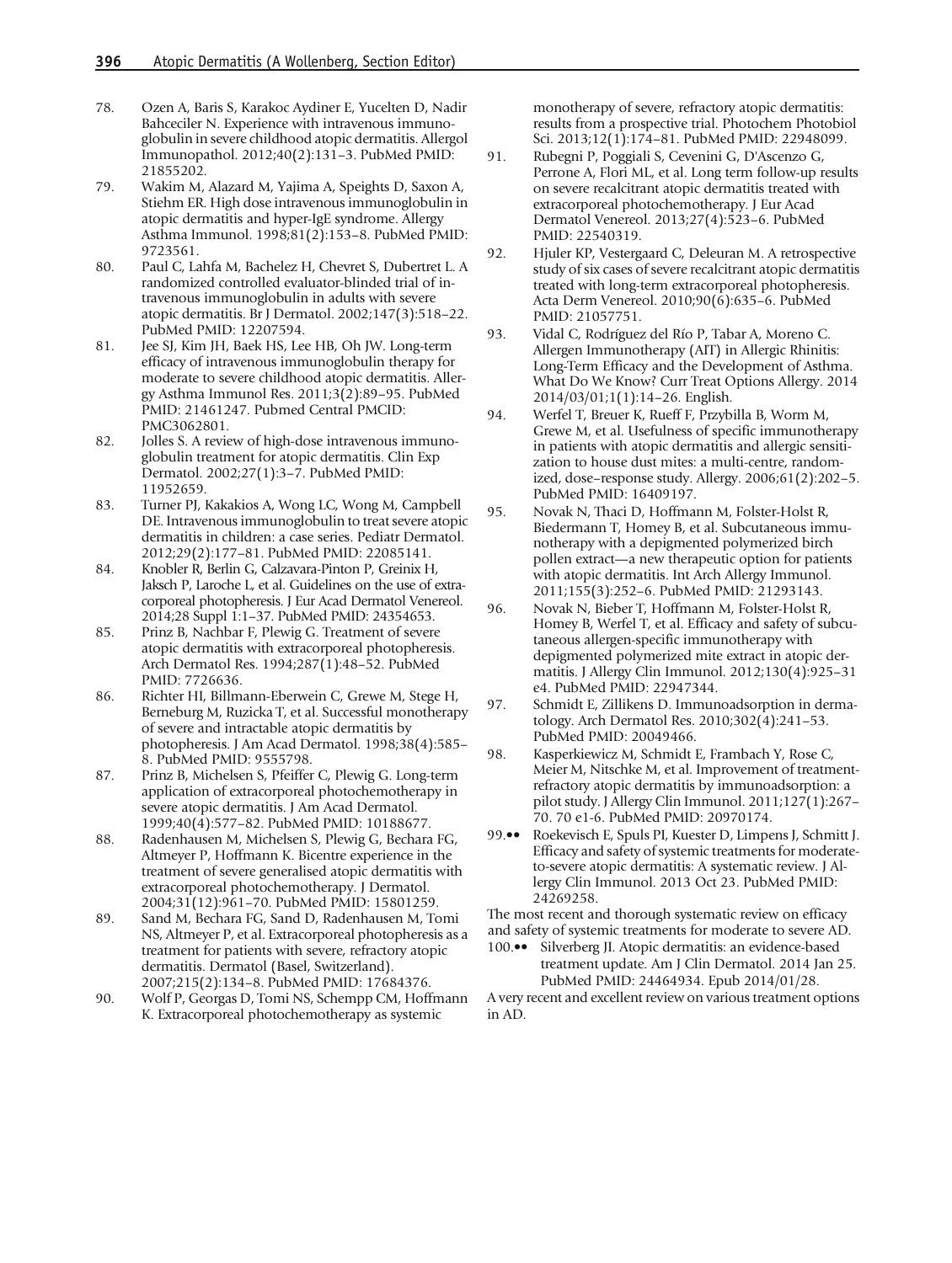78. Ozen A, Baris S, Karakoc Aydiner E, Yucelten D, Nadir Bahceciler N. Experience with intravenous immunoglobulin in severe childhood atopic dermatitis. Allergol Immunopathol. 2012;40(2):131–3. PubMed PMID: 21855202.
79. Wakim M, Alazard M, Yajima A, Speights D, Saxon A, Stiehm ER. High dose intravenous immunoglobulin in atopic dermatitis and hyper-IgE syndrome. Allergy Asthma Immunol. 1998;81(2):153–8. PubMed PMID: 9723561.
80. Paul C, Lahfa M, Bachelez H, Chevret S, Dubertret L. A randomized controlled evaluator-blinded trial of intravenous immunoglobulin in adults with severe atopic dermatitis. Br J Dermatol. 2002;147(3):518–22. PubMed PMID: 12207594.
81. Jee SJ, Kim JH, Baek HS, Lee HB, Oh JW. Long-term efficacy of intravenous immunoglobulin therapy for moderate to severe childhood atopic dermatitis. Allergy Asthma Immunol Res. 2011;3(2):89–95. PubMed PMID: 21461247. Pubmed Central PMCID: PMC3062801.
82. Jolles S. A review of high-dose intravenous immunoglobulin treatment for atopic dermatitis. Clin Exp Dermatol. 2002;27(1):3–7. PubMed PMID: 11952659.
83. Turner PJ, Kakakios A, Wong LC, Wong M, Campbell DE. Intravenous immunoglobulin to treat severe atopic dermatitis in children: a case series. Pediatr Dermatol. 2012;29(2):177–81. PubMed PMID: 22085141.
84. Knobler R, Berlin G, Calzavara-Pinton P, Greinix H, Jaksch P, Laroche L, et al. Guidelines on the use of extracorporeal photopheresis. J Eur Acad Dermatol Venereol. 2014;28 Suppl 1:1–37. PubMed PMID: 24354653.
85. Prinz B, Nachbar F, Plewig G. Treatment of severe atopic dermatitis with extracorporeal photopheresis. Arch Dermatol Res. 1994;287(1):48–52. PubMed PMID: 7726636.
86. Richter HI, Billmann-Eberwein C, Grewe M, Stege H, Berneburg M, Ruzicka T, et al. Successful monotherapy of severe and intractable atopic dermatitis by photopheresis. J Am Acad Dermatol. 1998;38(4):585–8. PubMed PMID: 9555798.
87. Prinz B, Michelsen S, Pfeiffer C, Plewig G. Long-term application of extracorporeal photochemotherapy in severe atopic dermatitis. J Am Acad Dermatol. 1999;40(4):577–82. PubMed PMID: 10188677.
88. Radenhausen M, Michelsen S, Plewig G, Bechara FG, Altmeyer P, Hoffmann K. Bicentre experience in the treatment of severe generalised atopic dermatitis with extracorporeal photochemotherapy. J Dermatol. 2004;31(12):961–70. PubMed PMID: 15801259.
89. Sand M, Bechara FG, Sand D, Radenhausen M, Tomi NS, Altmeyer P, et al. Extracorporeal photopheresis as a treatment for patients with severe, refractory atopic dermatitis. Dermatol (Basel, Switzerland). 2007;215(2):134–8. PubMed PMID: 17684376.
90. Wolf P, Georgas D, Tomi NS, Schempp CM, Hoffmann K. Extracorporeal photochemotherapy as systemic monotherapy of severe, refractory atopic dermatitis: results from a prospective trial. Photochem Photobiol Sci. 2013;12(1):174–81. PubMed PMID: 22948099.
91. Rubegni P, Poggiali S, Cevenini G, D'Ascenzo G, Perrone A, Flori ML, et al. Long term follow-up results on severe recalcitrant atopic dermatitis treated with extracorporeal photochemotherapy. J Eur Acad Dermatol Venereol. 2013;27(4):523–6. PubMed PMID: 22540319.
92. Hjuler KP, Vestergaard C, Deleuran M. A retrospective study of six cases of severe recalcitrant atopic dermatitis treated with long-term extracorporeal photopheresis. Acta Derm Venereol. 2010;90(6):635–6. PubMed PMID: 21057751.
93. Vidal C, Rodríguez del Río P, Tabar A, Moreno C. Allergen Immunotherapy (AIT) in Allergic Rhinitis: Long-Term Efficacy and the Development of Asthma. What Do We Know? Curr Treat Options Allergy. 2014 2014/03/01;1(1):14–26. English.
94. Werfel T, Breuer K, Rueff F, Przybilla B, Worm M, Grewe M, et al. Usefulness of specific immunotherapy in patients with atopic dermatitis and allergic sensitization to house dust mites: a multi-centre, randomized, dose–response study. Allergy. 2006;61(2):202–5. PubMed PMID: 16409197.
95. Novak N, Thaci D, Hoffmann M, Folster-Holst R, Biedermann T, Homey B, et al. Subcutaneous immunotherapy with a depigmented polymerized birch pollen extract—a new therapeutic option for patients with atopic dermatitis. Int Arch Allergy Immunol. 2011;155(3):252–6. PubMed PMID: 21293143.
96. Novak N, Bieber T, Hoffmann M, Folster-Holst R, Homey B, Werfel T, et al. Efficacy and safety of subcutaneous allergen-specific immunotherapy with depigmented polymerized mite extract in atopic dermatitis. J Allergy Clin Immunol. 2012;130(4):925–31 e4. PubMed PMID: 22947344.
97. Schmidt E, Zillikens D. Immunoadsorption in dermatology. Arch Dermatol Res. 2010;302(4):241–53. PubMed PMID: 20049466.
98. Kasperkiewicz M, Schmidt E, Frambach Y, Rose C, Meier M, Nitschke M, et al. Improvement of treatment-refractory atopic dermatitis by immunoadsorption: a pilot study. J Allergy Clin Immunol. 2011;127(1):267–70. 70 e1-6. PubMed PMID: 20970174.
99.•• Roekevisch E, Spuls PI, Kuester D, Limpens J, Schmitt J. Efficacy and safety of systemic treatments for moderate-to-severe atopic dermatitis: A systematic review. J Allergy Clin Immunol. 2013 Oct 23. PubMed PMID: 24269258.

The most recent and thorough systematic review on efficacy and safety of systemic treatments for moderate to severe AD.

100.•• Silverberg JI. Atopic dermatitis: an evidence-based treatment update. Am J Clin Dermatol. 2014 Jan 25. PubMed PMID: 24464934. Epub 2014/01/28.

A very recent and excellent review on various treatment options in AD.